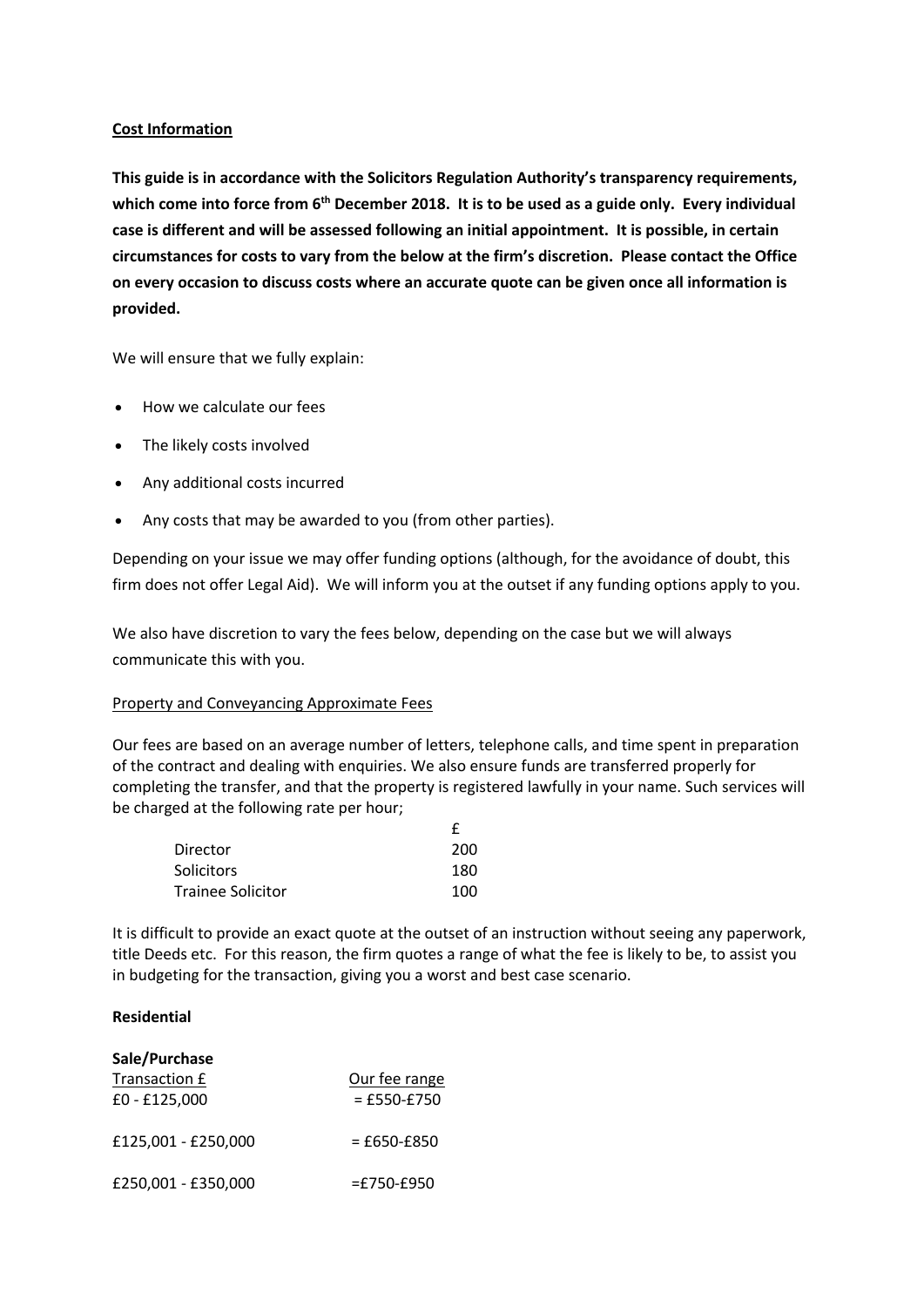**Cost Information**

**This guide is in accordance with the Solicitors Regulation Authority's transparency requirements, which come into force from 6th December 2018. It is to be used as a guide only. Every individual case is different and will be assessed following an initial appointment. It is possible, in certain circumstances for costs to vary from the below at the firm's discretion. Please contact the Office on every occasion to discuss costs where an accurate quote can be given once all information is provided.**

We will ensure that we fully explain:

- How we calculate our fees
- The likely costs involved
- Any additional costs incurred
- Any costs that may be awarded to you (from other parties).

Depending on your issue we may offer funding options (although, for the avoidance of doubt, this firm does not offer Legal Aid). We will inform you at the outset if any funding options apply to you.

We also have discretion to vary the fees below, depending on the case but we will always communicate this with you.

Property and Conveyancing Approximate Fees

Our fees are based on an average number of letters, telephone calls, and time spent in preparation of the contract and dealing with enquiries. We also ensure funds are transferred properly for completing the transfer, and that the property is registered lawfully in your name. Such services will be charged at the following rate per hour;

| | £ |
|---|---|
| Director | 200 |
| Solicitors | 180 |
| Trainee Solicitor | 100 |

It is difficult to provide an exact quote at the outset of an instruction without seeing any paperwork, title Deeds etc. For this reason, the firm quotes a range of what the fee is likely to be, to assist you in budgeting for the transaction, giving you a worst and best case scenario.

**Residential**

**Sale/Purchase**

| Transaction £ | Our fee range |
|---|---|
| £0 - £125,000 | = £550-£750 |
| £125,001 - £250,000 | = £650-£850 |
| £250,001 - £350,000 | =£750-£950 |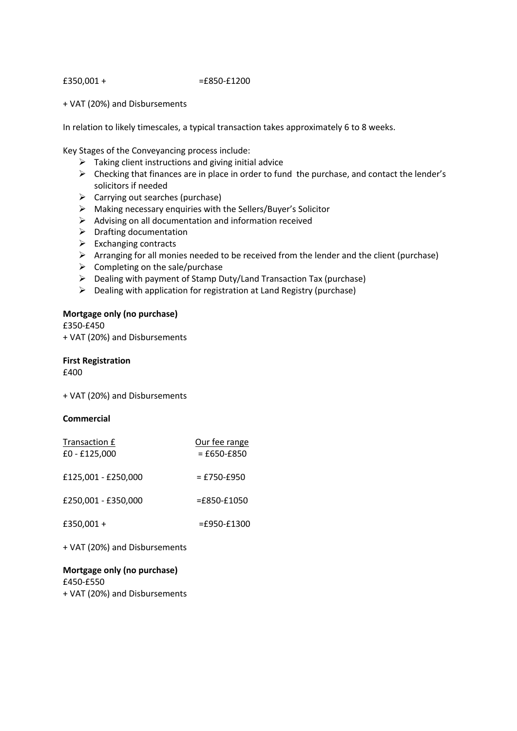| | |
|---|---|
| £350,001 + | =£850-£1200 |

+ VAT (20%) and Disbursements

In relation to likely timescales, a typical transaction takes approximately 6 to 8 weeks.

Key Stages of the Conveyancing process include:

- Taking client instructions and giving initial advice
- Checking that finances are in place in order to fund the purchase, and contact the lender's solicitors if needed
- Carrying out searches (purchase)
- Making necessary enquiries with the Sellers/Buyer's Solicitor
- Advising on all documentation and information received
- Drafting documentation
- Exchanging contracts
- Arranging for all monies needed to be received from the lender and the client (purchase)
- Completing on the sale/purchase
- Dealing with payment of Stamp Duty/Land Transaction Tax (purchase)
- Dealing with application for registration at Land Registry (purchase)

**Mortgage only (no purchase)**
£350-£450
+ VAT (20%) and Disbursements

**First Registration**
£400

+ VAT (20%) and Disbursements

**Commercial**

| Transaction £ | Our fee range |
|---|---|
| £0 - £125,000 | = £650-£850 |
| £125,001 - £250,000 | = £750-£950 |
| £250,001 - £350,000 | =£850-£1050 |
| £350,001 + | =£950-£1300 |

+ VAT (20%) and Disbursements

**Mortgage only (no purchase)**
£450-£550
+ VAT (20%) and Disbursements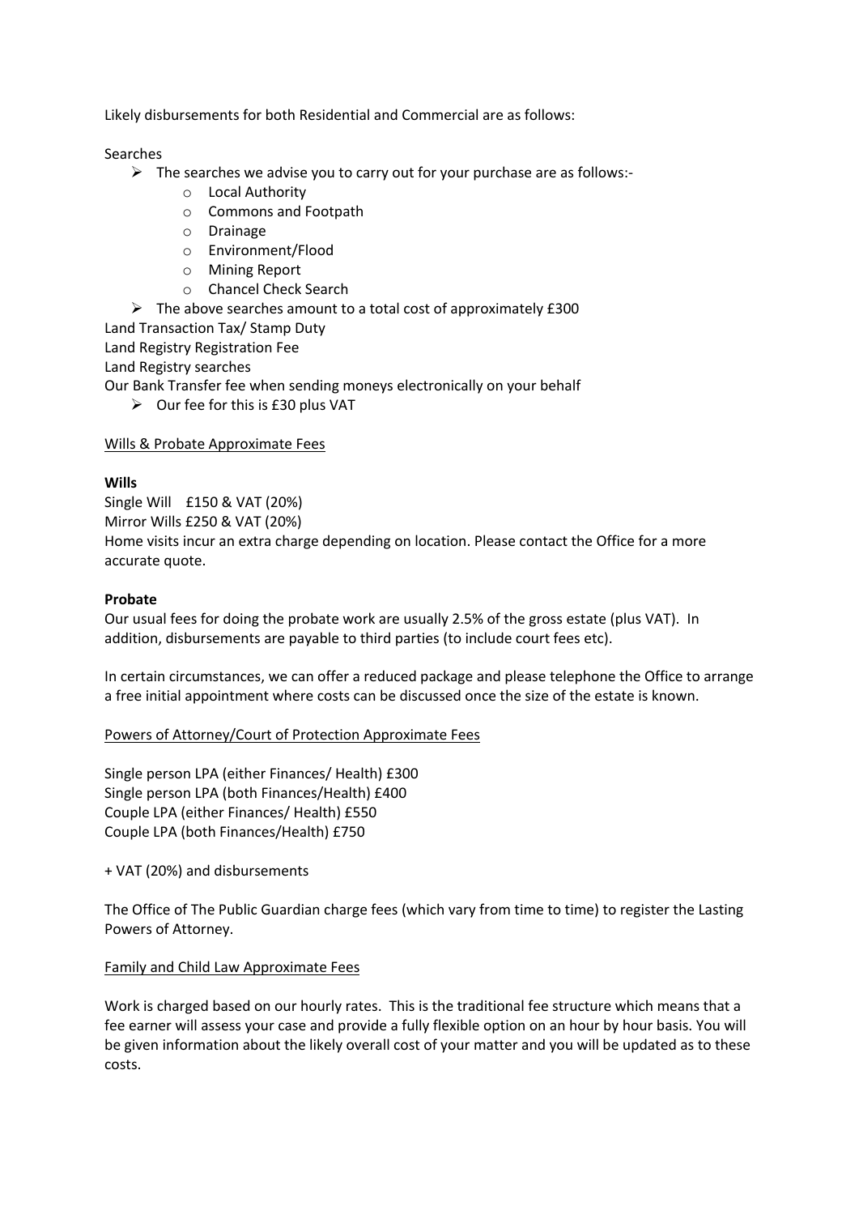Likely disbursements for both Residential and Commercial are as follows:

Searches

- The searches we advise you to carry out for your purchase are as follows:-
  - Local Authority
  - Commons and Footpath
  - Drainage
  - Environment/Flood
  - Mining Report
  - Chancel Check Search
- The above searches amount to a total cost of approximately £300

Land Transaction Tax/ Stamp Duty
Land Registry Registration Fee
Land Registry searches
Our Bank Transfer fee when sending moneys electronically on your behalf

- Our fee for this is £30 plus VAT

<u>Wills & Probate Approximate Fees</u>

**Wills**

Single Will £150 & VAT (20%)
Mirror Wills £250 & VAT (20%)
Home visits incur an extra charge depending on location. Please contact the Office for a more accurate quote.

**Probate**

Our usual fees for doing the probate work are usually 2.5% of the gross estate (plus VAT). In addition, disbursements are payable to third parties (to include court fees etc).

In certain circumstances, we can offer a reduced package and please telephone the Office to arrange a free initial appointment where costs can be discussed once the size of the estate is known.

<u>Powers of Attorney/Court of Protection Approximate Fees</u>

Single person LPA (either Finances/ Health) £300
Single person LPA (both Finances/Health) £400
Couple LPA (either Finances/ Health) £550
Couple LPA (both Finances/Health) £750

+ VAT (20%) and disbursements

The Office of The Public Guardian charge fees (which vary from time to time) to register the Lasting Powers of Attorney.

<u>Family and Child Law Approximate Fees</u>

Work is charged based on our hourly rates. This is the traditional fee structure which means that a fee earner will assess your case and provide a fully flexible option on an hour by hour basis. You will be given information about the likely overall cost of your matter and you will be updated as to these costs.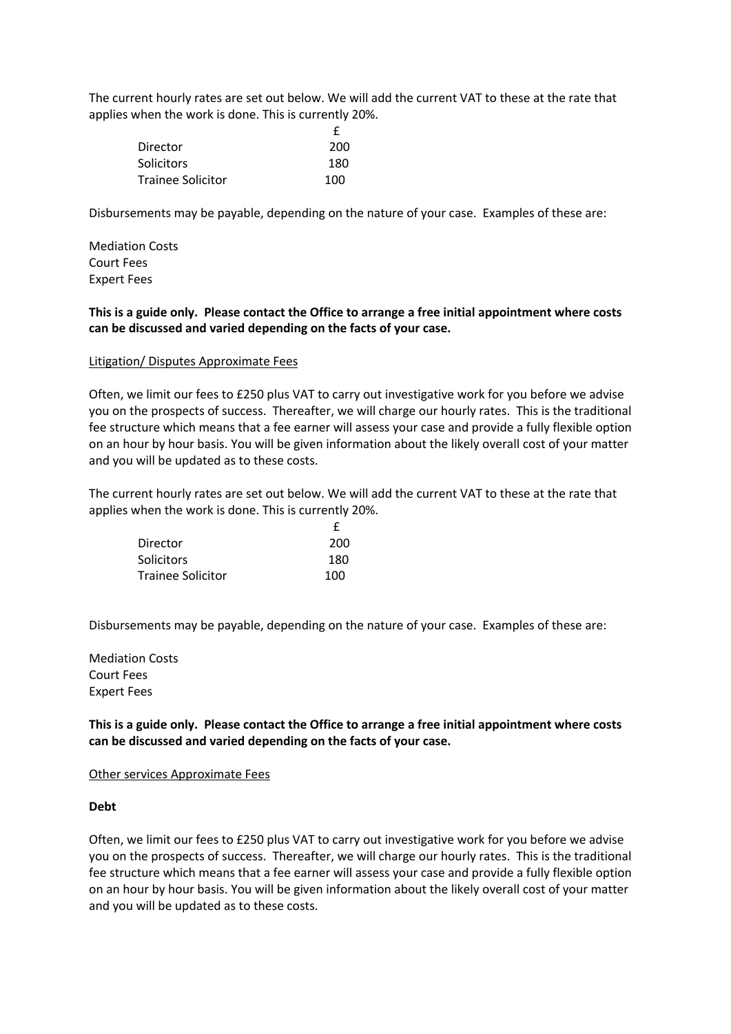The current hourly rates are set out below. We will add the current VAT to these at the rate that applies when the work is done. This is currently 20%.

| | £ |
|---|---|
| Director | 200 |
| Solicitors | 180 |
| Trainee Solicitor | 100 |

Disbursements may be payable, depending on the nature of your case. Examples of these are:

Mediation Costs
Court Fees
Expert Fees

**This is a guide only. Please contact the Office to arrange a free initial appointment where costs can be discussed and varied depending on the facts of your case.**

<u>Litigation/ Disputes Approximate Fees</u>

Often, we limit our fees to £250 plus VAT to carry out investigative work for you before we advise you on the prospects of success. Thereafter, we will charge our hourly rates. This is the traditional fee structure which means that a fee earner will assess your case and provide a fully flexible option on an hour by hour basis. You will be given information about the likely overall cost of your matter and you will be updated as to these costs.

The current hourly rates are set out below. We will add the current VAT to these at the rate that applies when the work is done. This is currently 20%.

| | £ |
|---|---|
| Director | 200 |
| Solicitors | 180 |
| Trainee Solicitor | 100 |

Disbursements may be payable, depending on the nature of your case. Examples of these are:

Mediation Costs
Court Fees
Expert Fees

**This is a guide only. Please contact the Office to arrange a free initial appointment where costs can be discussed and varied depending on the facts of your case.**

<u>Other services Approximate Fees</u>

**Debt**

Often, we limit our fees to £250 plus VAT to carry out investigative work for you before we advise you on the prospects of success. Thereafter, we will charge our hourly rates. This is the traditional fee structure which means that a fee earner will assess your case and provide a fully flexible option on an hour by hour basis. You will be given information about the likely overall cost of your matter and you will be updated as to these costs.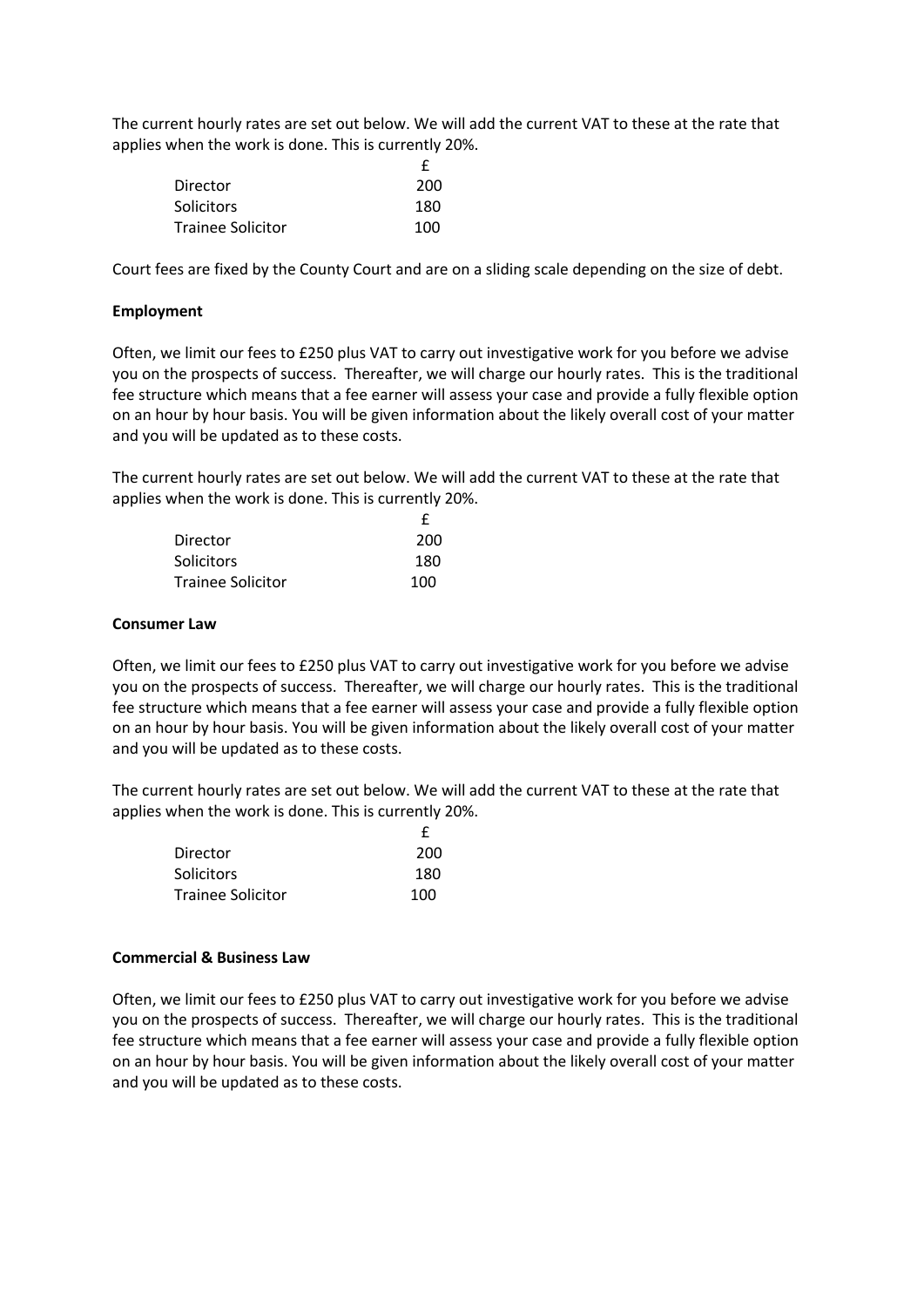The current hourly rates are set out below. We will add the current VAT to these at the rate that applies when the work is done. This is currently 20%.

| | £ |
|---|---|
| Director | 200 |
| Solicitors | 180 |
| Trainee Solicitor | 100 |

Court fees are fixed by the County Court and are on a sliding scale depending on the size of debt.

**Employment**

Often, we limit our fees to £250 plus VAT to carry out investigative work for you before we advise you on the prospects of success. Thereafter, we will charge our hourly rates. This is the traditional fee structure which means that a fee earner will assess your case and provide a fully flexible option on an hour by hour basis. You will be given information about the likely overall cost of your matter and you will be updated as to these costs.

The current hourly rates are set out below. We will add the current VAT to these at the rate that applies when the work is done. This is currently 20%.

| | £ |
|---|---|
| Director | 200 |
| Solicitors | 180 |
| Trainee Solicitor | 100 |

**Consumer Law**

Often, we limit our fees to £250 plus VAT to carry out investigative work for you before we advise you on the prospects of success. Thereafter, we will charge our hourly rates. This is the traditional fee structure which means that a fee earner will assess your case and provide a fully flexible option on an hour by hour basis. You will be given information about the likely overall cost of your matter and you will be updated as to these costs.

The current hourly rates are set out below. We will add the current VAT to these at the rate that applies when the work is done. This is currently 20%.

| | £ |
|---|---|
| Director | 200 |
| Solicitors | 180 |
| Trainee Solicitor | 100 |

**Commercial & Business Law**

Often, we limit our fees to £250 plus VAT to carry out investigative work for you before we advise you on the prospects of success. Thereafter, we will charge our hourly rates. This is the traditional fee structure which means that a fee earner will assess your case and provide a fully flexible option on an hour by hour basis. You will be given information about the likely overall cost of your matter and you will be updated as to these costs.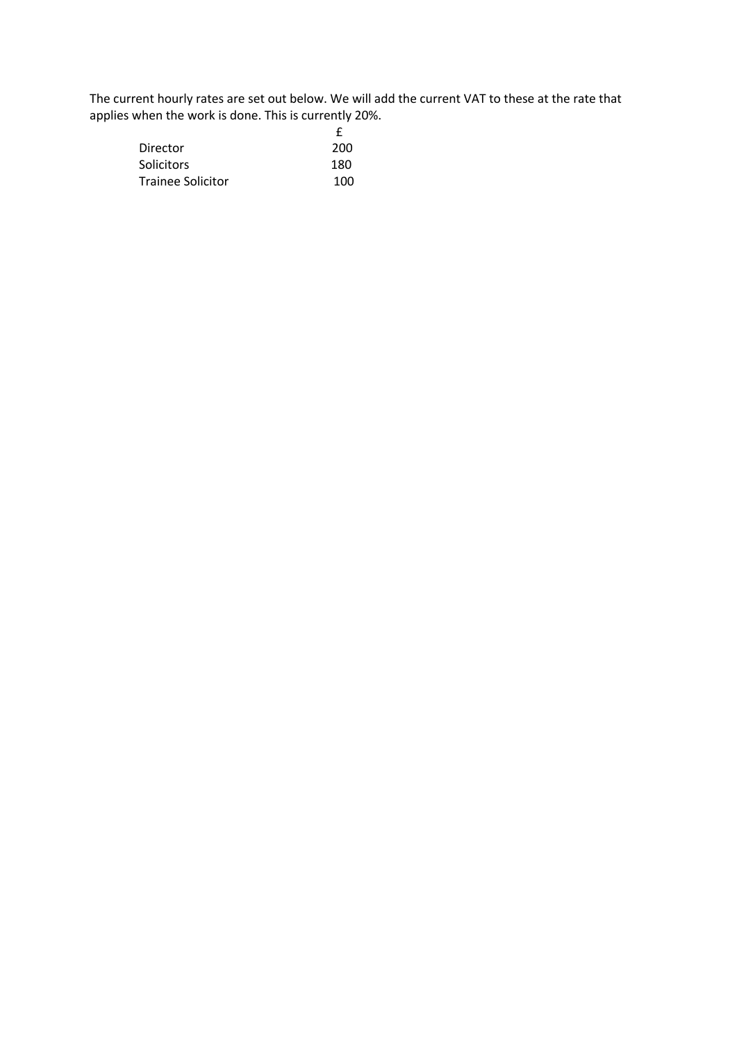The current hourly rates are set out below. We will add the current VAT to these at the rate that applies when the work is done. This is currently 20%.

| | £ |
|---|---|
| Director | 200 |
| Solicitors | 180 |
| Trainee Solicitor | 100 |